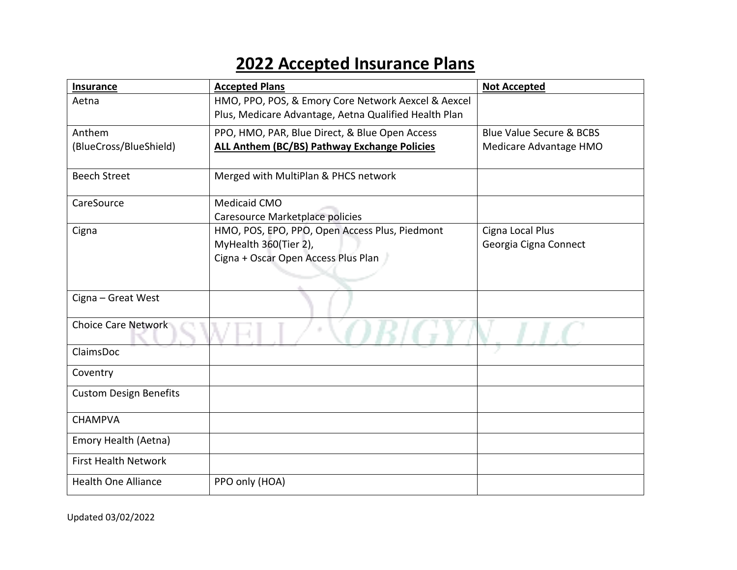# 2022 Accepted Insurance Plans

| **Insurance** | **Accepted Plans** | **Not Accepted** |
|---|---|---|
| Aetna | HMO, PPO, POS, & Emory Core Network Aexcel & Aexcel Plus, Medicare Advantage, Aetna Qualified Health Plan | |
| Anthem (BlueCross/BlueShield) | PPO, HMO, PAR, Blue Direct, & Blue Open Access **ALL Anthem (BC/BS) Pathway Exchange Policies** | Blue Value Secure & BCBS Medicare Advantage HMO |
| Beech Street | Merged with MultiPlan & PHCS network | |
| CareSource | Medicaid CMO<br>Caresource Marketplace policies | |
| Cigna | HMO, POS, EPO, PPO, Open Access Plus, Piedmont MyHealth 360(Tier 2),<br>Cigna + Oscar Open Access Plus Plan | Cigna Local Plus<br>Georgia Cigna Connect |
| Cigna – Great West | | |
| Choice Care Network | | |
| ClaimsDoc | | |
| Coventry | | |
| Custom Design Benefits | | |
| CHAMPVA | | |
| Emory Health (Aetna) | | |
| First Health Network | | |
| Health One Alliance | PPO only (HOA) | |

Updated 03/02/2022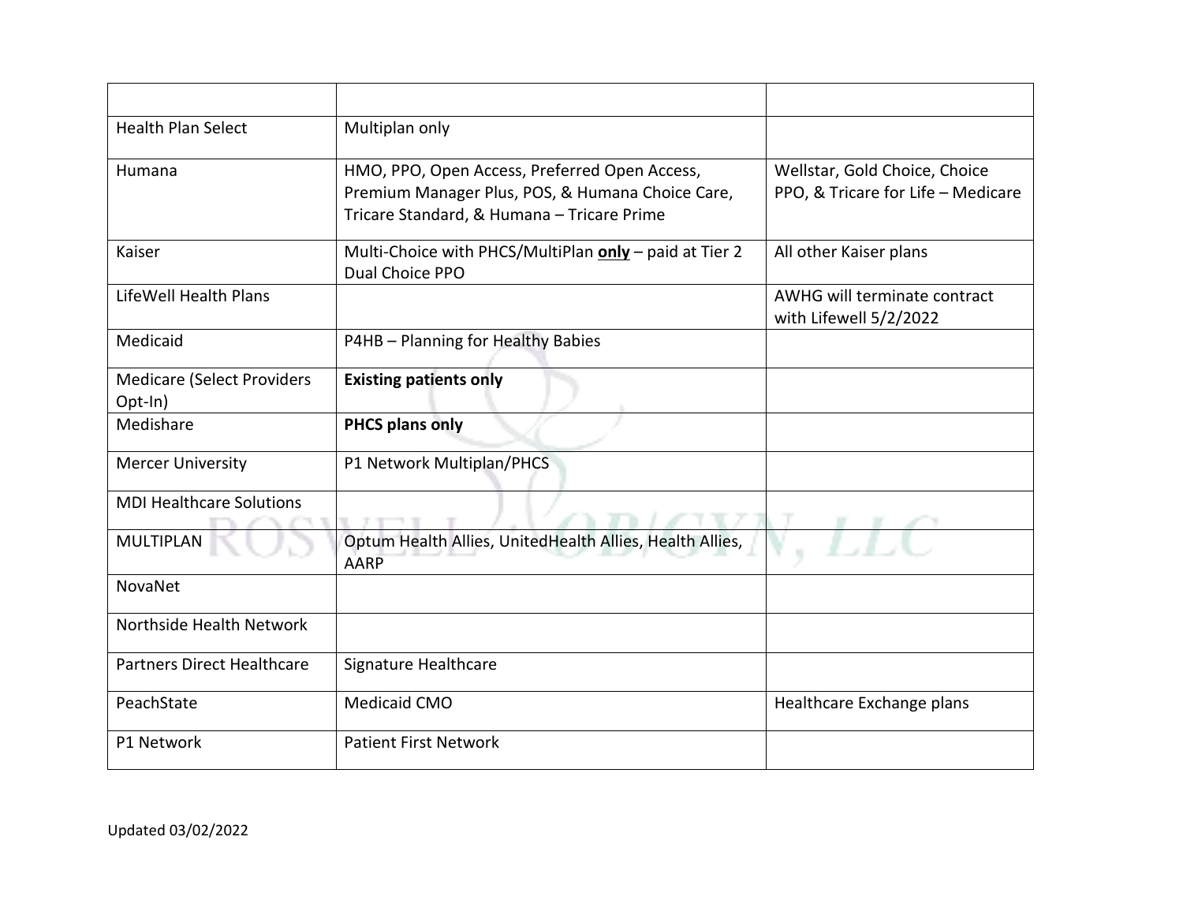| | | |
|---|---|---|
| Health Plan Select | Multiplan only | |
| Humana | HMO, PPO, Open Access, Preferred Open Access, Premium Manager Plus, POS, & Humana Choice Care, Tricare Standard, & Humana – Tricare Prime | Wellstar, Gold Choice, Choice PPO, & Tricare for Life – Medicare |
| Kaiser | Multi-Choice with PHCS/MultiPlan <u>**only**</u> – paid at Tier 2 Dual Choice PPO | All other Kaiser plans |
| LifeWell Health Plans | | AWHG will terminate contract with Lifewell 5/2/2022 |
| Medicaid | P4HB – Planning for Healthy Babies | |
| Medicare (Select Providers Opt-In) | **Existing patients only** | |
| Medishare | **PHCS plans only** | |
| Mercer University | P1 Network Multiplan/PHCS | |
| MDI Healthcare Solutions | | |
| MULTIPLAN | Optum Health Allies, UnitedHealth Allies, Health Allies, AARP | |
| NovaNet | | |
| Northside Health Network | | |
| Partners Direct Healthcare | Signature Healthcare | |
| PeachState | Medicaid CMO | Healthcare Exchange plans |
| P1 Network | Patient First Network | |

Updated 03/02/2022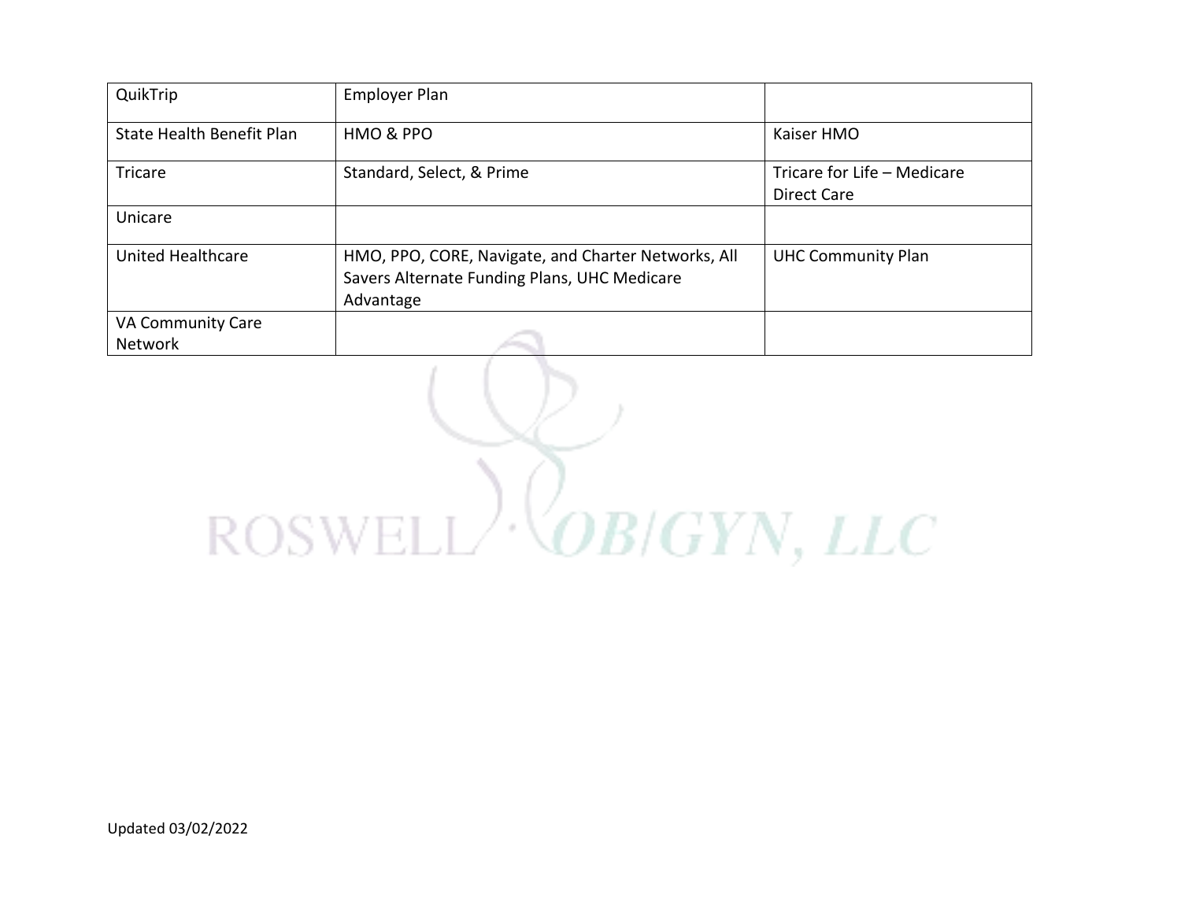| | | |
|---|---|---|
| QuikTrip | Employer Plan | |
| State Health Benefit Plan | HMO & PPO | Kaiser HMO |
| Tricare | Standard, Select, & Prime | Tricare for Life – Medicare<br>Direct Care |
| Unicare | | |
| United Healthcare | HMO, PPO, CORE, Navigate, and Charter Networks, All Savers Alternate Funding Plans, UHC Medicare Advantage | UHC Community Plan |
| VA Community Care Network | | |

ROSWELL OB/GYN, LLC

Updated 03/02/2022